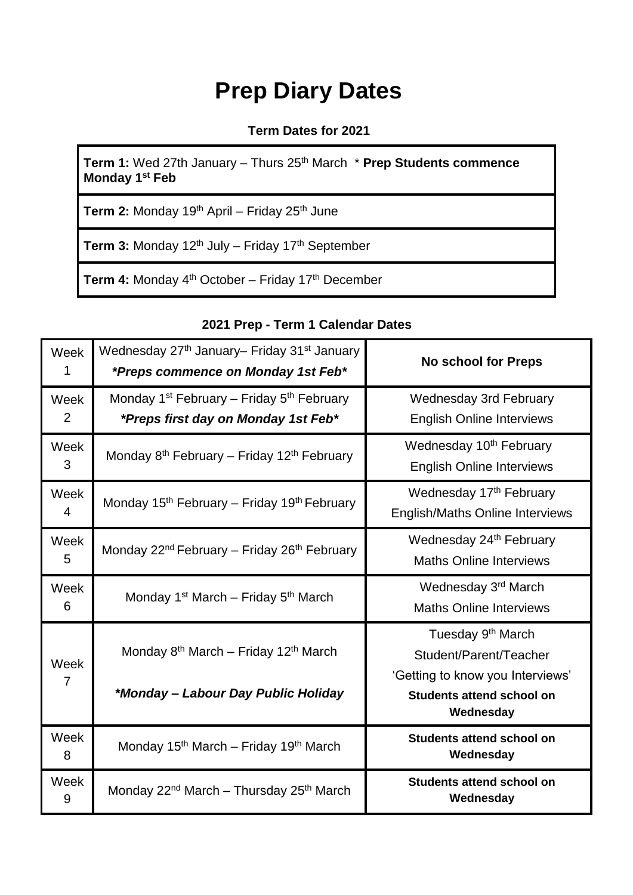# Prep Diary Dates

**Term Dates for 2021**

| |
|---|
| **Term 1:** Wed 27th January – Thurs 25th March * **Prep Students commence Monday 1st Feb** |
| **Term 2:** Monday 19th April – Friday 25th June |
| **Term 3:** Monday 12th July – Friday 17th September |
| **Term 4:** Monday 4th October – Friday 17th December |

**2021 Prep - Term 1 Calendar Dates**

| | | |
|---|---|---|
| Week 1 | Wednesday 27th January– Friday 31st January *<br>**Preps commence on Monday 1st Feb*** | **No school for Preps** |
| Week 2 | Monday 1st February – Friday 5th February<br>***Preps first day on Monday 1st Feb*** | Wednesday 3rd February<br>English Online Interviews |
| Week 3 | Monday 8th February – Friday 12th February | Wednesday 10th February<br>English Online Interviews |
| Week 4 | Monday 15th February – Friday 19th February | Wednesday 17th February<br>English/Maths Online Interviews |
| Week 5 | Monday 22nd February – Friday 26th February | Wednesday 24th February<br>Maths Online Interviews |
| Week 6 | Monday 1st March – Friday 5th March | Wednesday 3rd March<br>Maths Online Interviews |
| Week 7 | Monday 8th March – Friday 12th March<br>***Monday – Labour Day Public Holiday*** | Tuesday 9th March<br>Student/Parent/Teacher<br>'Getting to know you Interviews'<br>**Students attend school on Wednesday** |
| Week 8 | Monday 15th March – Friday 19th March | **Students attend school on Wednesday** |
| Week 9 | Monday 22nd March – Thursday 25th March | **Students attend school on Wednesday** |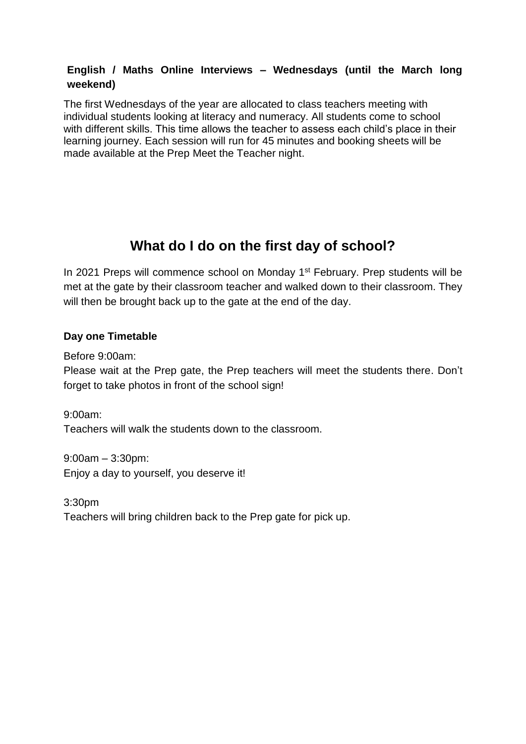**English / Maths Online Interviews – Wednesdays (until the March long weekend)**

The first Wednesdays of the year are allocated to class teachers meeting with individual students looking at literacy and numeracy. All students come to school with different skills. This time allows the teacher to assess each child's place in their learning journey. Each session will run for 45 minutes and booking sheets will be made available at the Prep Meet the Teacher night.

## What do I do on the first day of school?

In 2021 Preps will commence school on Monday 1st February. Prep students will be met at the gate by their classroom teacher and walked down to their classroom. They will then be brought back up to the gate at the end of the day.

**Day one Timetable**

Before 9:00am:
Please wait at the Prep gate, the Prep teachers will meet the students there. Don't forget to take photos in front of the school sign!

9:00am:
Teachers will walk the students down to the classroom.

9:00am – 3:30pm:
Enjoy a day to yourself, you deserve it!

3:30pm
Teachers will bring children back to the Prep gate for pick up.